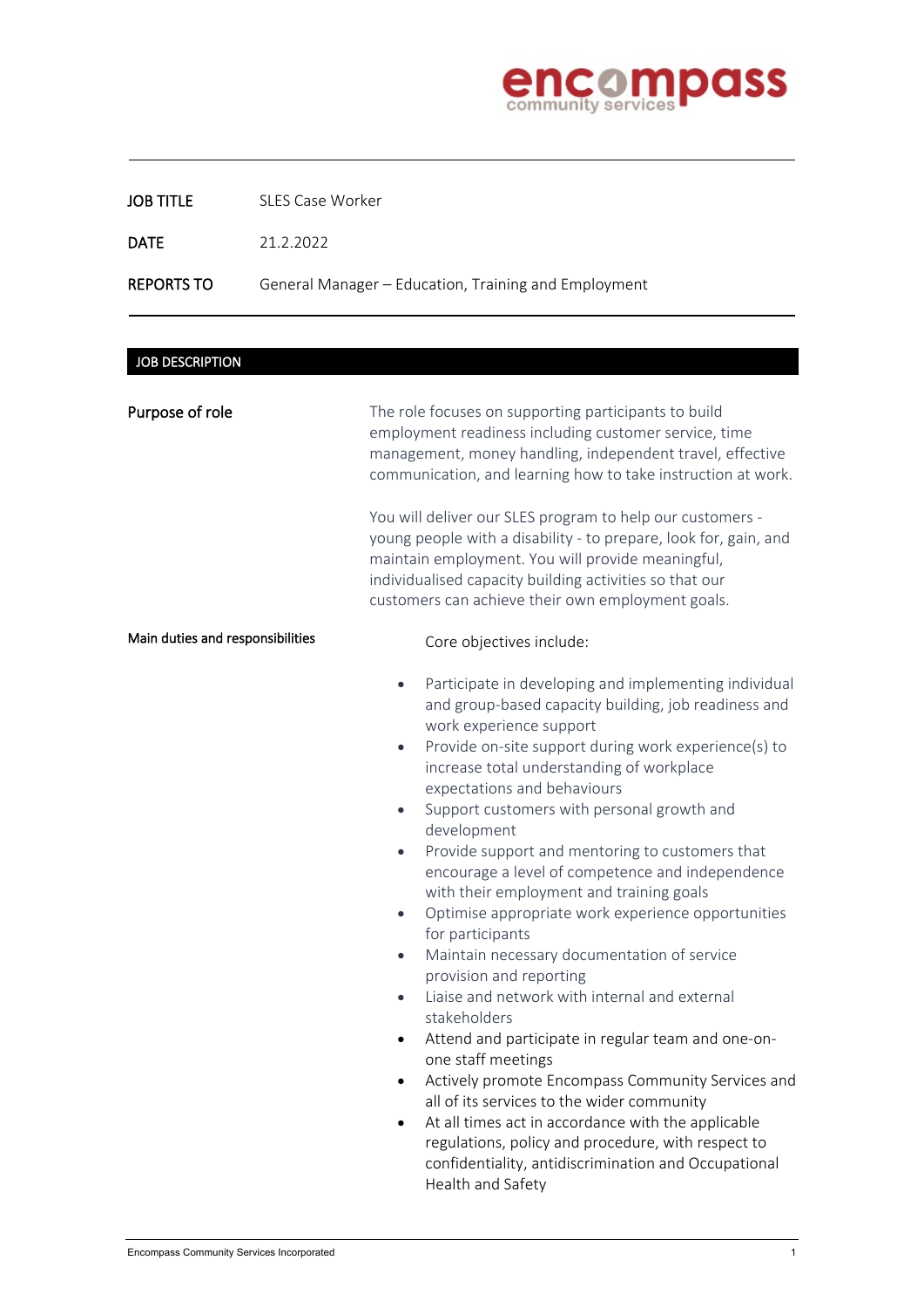encompass community services

| | |
|---|---|
| **JOB TITLE** | SLES Case Worker |
| **DATE** | 21.2.2022 |
| **REPORTS TO** | General Manager – Education, Training and Employment |

## JOB DESCRIPTION

**Purpose of role**

The role focuses on supporting participants to build employment readiness including customer service, time management, money handling, independent travel, effective communication, and learning how to take instruction at work.

You will deliver our SLES program to help our customers - young people with a disability - to prepare, look for, gain, and maintain employment. You will provide meaningful, individualised capacity building activities so that our customers can achieve their own employment goals.

**Main duties and responsibilities**

Core objectives include:

- Participate in developing and implementing individual and group-based capacity building, job readiness and work experience support
- Provide on-site support during work experience(s) to increase total understanding of workplace expectations and behaviours
- Support customers with personal growth and development
- Provide support and mentoring to customers that encourage a level of competence and independence with their employment and training goals
- Optimise appropriate work experience opportunities for participants
- Maintain necessary documentation of service provision and reporting
- Liaise and network with internal and external stakeholders
- Attend and participate in regular team and one-on-one staff meetings
- Actively promote Encompass Community Services and all of its services to the wider community
- At all times act in accordance with the applicable regulations, policy and procedure, with respect to confidentiality, antidiscrimination and Occupational Health and Safety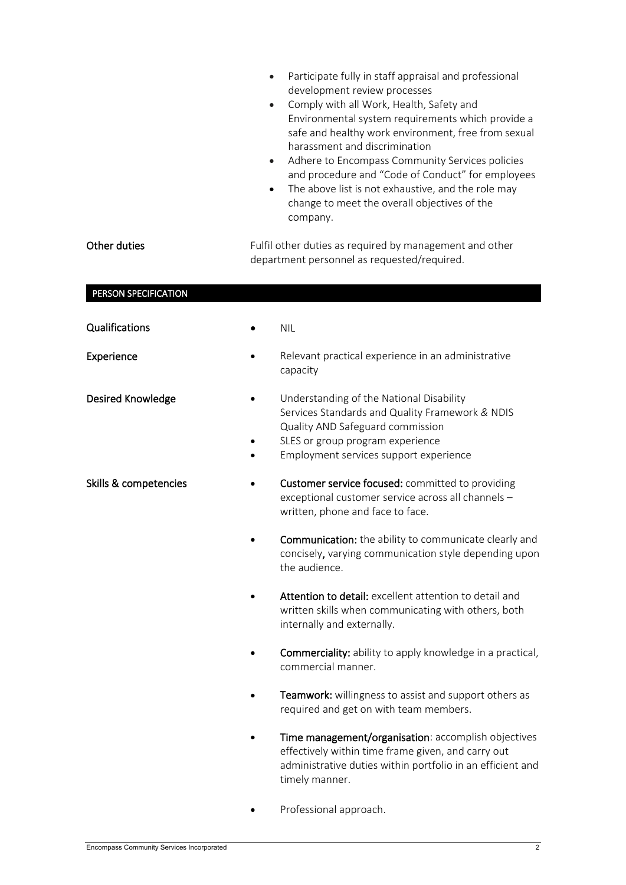- Participate fully in staff appraisal and professional development review processes
- Comply with all Work, Health, Safety and Environmental system requirements which provide a safe and healthy work environment, free from sexual harassment and discrimination
- Adhere to Encompass Community Services policies and procedure and "Code of Conduct" for employees
- The above list is not exhaustive, and the role may change to meet the overall objectives of the company.

**Other duties**

Fulfil other duties as required by management and other department personnel as requested/required.

## PERSON SPECIFICATION

**Qualifications**

- NIL

**Experience**

- Relevant practical experience in an administrative capacity

**Desired Knowledge**

- Understanding of the National Disability Services Standards and Quality Framework & NDIS Quality AND Safeguard commission
- SLES or group program experience
- Employment services support experience

**Skills & competencies**

- **Customer service focused:** committed to providing exceptional customer service across all channels – written, phone and face to face.
- **Communication:** the ability to communicate clearly and concisely, varying communication style depending upon the audience.
- **Attention to detail:** excellent attention to detail and written skills when communicating with others, both internally and externally.
- **Commerciality:** ability to apply knowledge in a practical, commercial manner.
- **Teamwork:** willingness to assist and support others as required and get on with team members.
- **Time management/organisation**: accomplish objectives effectively within time frame given, and carry out administrative duties within portfolio in an efficient and timely manner.
- Professional approach.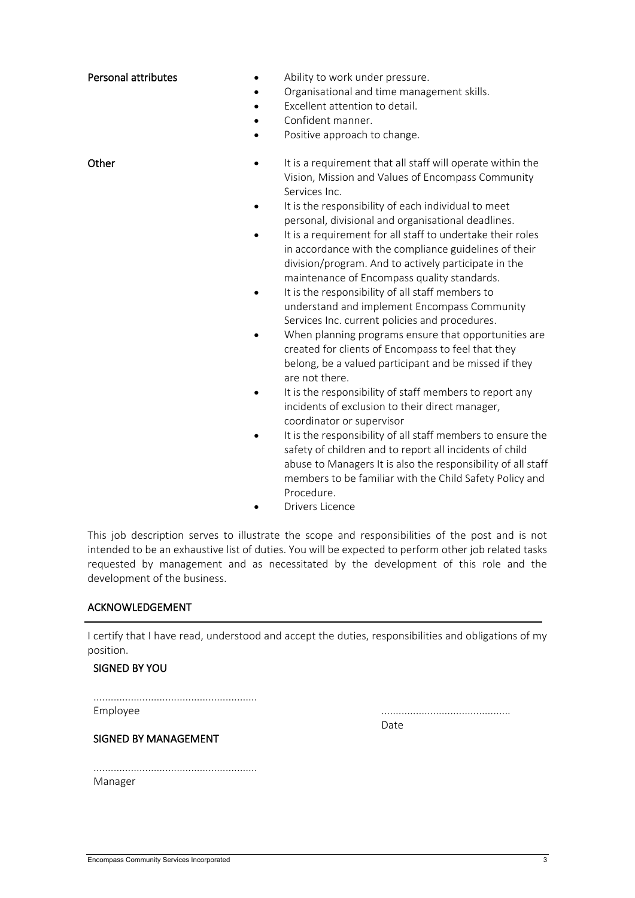**Personal attributes**

- Ability to work under pressure.
- Organisational and time management skills.
- Excellent attention to detail.
- Confident manner.
- Positive approach to change.

**Other**

- It is a requirement that all staff will operate within the Vision, Mission and Values of Encompass Community Services Inc.
- It is the responsibility of each individual to meet personal, divisional and organisational deadlines.
- It is a requirement for all staff to undertake their roles in accordance with the compliance guidelines of their division/program. And to actively participate in the maintenance of Encompass quality standards.
- It is the responsibility of all staff members to understand and implement Encompass Community Services Inc. current policies and procedures.
- When planning programs ensure that opportunities are created for clients of Encompass to feel that they belong, be a valued participant and be missed if they are not there.
- It is the responsibility of staff members to report any incidents of exclusion to their direct manager, coordinator or supervisor
- It is the responsibility of all staff members to ensure the safety of children and to report all incidents of child abuse to Managers It is also the responsibility of all staff members to be familiar with the Child Safety Policy and Procedure.
- Drivers Licence

This job description serves to illustrate the scope and responsibilities of the post and is not intended to be an exhaustive list of duties. You will be expected to perform other job related tasks requested by management and as necessitated by the development of this role and the development of the business.

## ACKNOWLEDGEMENT

I certify that I have read, understood and accept the duties, responsibilities and obligations of my position.

### SIGNED BY YOU

.........................................................
Employee

.............................................
Date

### SIGNED BY MANAGEMENT

.........................................................
Manager